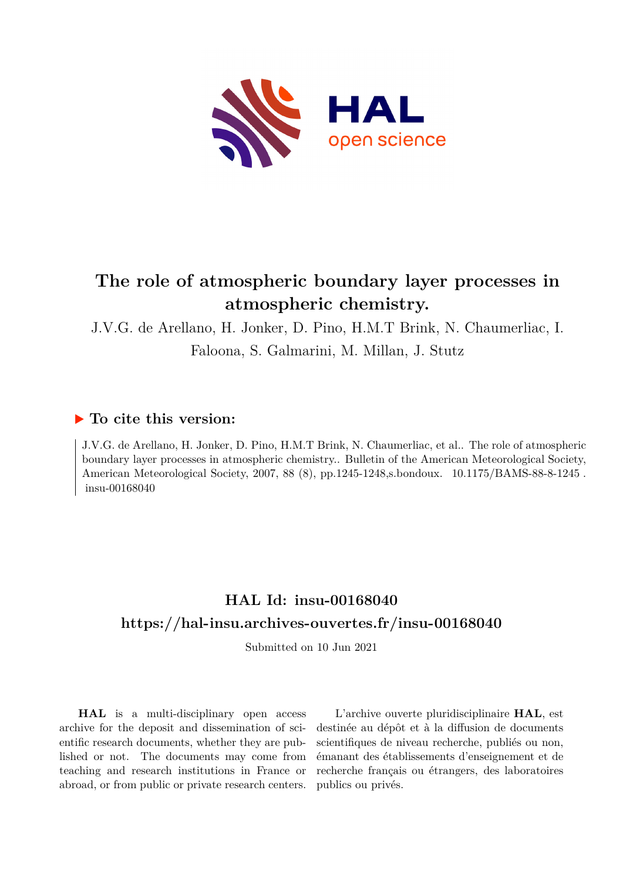# The role of atmospheric boundary layer processes in atmospheric chemistry.

J.V.G. de Arellano, H. Jonker, D. Pino, H.M.T Brink, N. Chaumerliac, I. Faloona, S. Galmarini, M. Millan, J. Stutz

## ▶ To cite this version:

J.V.G. de Arellano, H. Jonker, D. Pino, H.M.T Brink, N. Chaumerliac, et al.. The role of atmospheric boundary layer processes in atmospheric chemistry.. Bulletin of the American Meteorological Society, American Meteorological Society, 2007, 88 (8), pp.1245-1248,s.bondoux. 10.1175/BAMS-88-8-1245 . insu-00168040

## HAL Id: insu-00168040

## https://hal-insu.archives-ouvertes.fr/insu-00168040

Submitted on 10 Jun 2021

**HAL** is a multi-disciplinary open access archive for the deposit and dissemination of scientific research documents, whether they are published or not. The documents may come from teaching and research institutions in France or abroad, or from public or private research centers.

L'archive ouverte pluridisciplinaire **HAL**, est destinée au dépôt et à la diffusion de documents scientifiques de niveau recherche, publiés ou non, émanant des établissements d'enseignement et de recherche français ou étrangers, des laboratoires publics ou privés.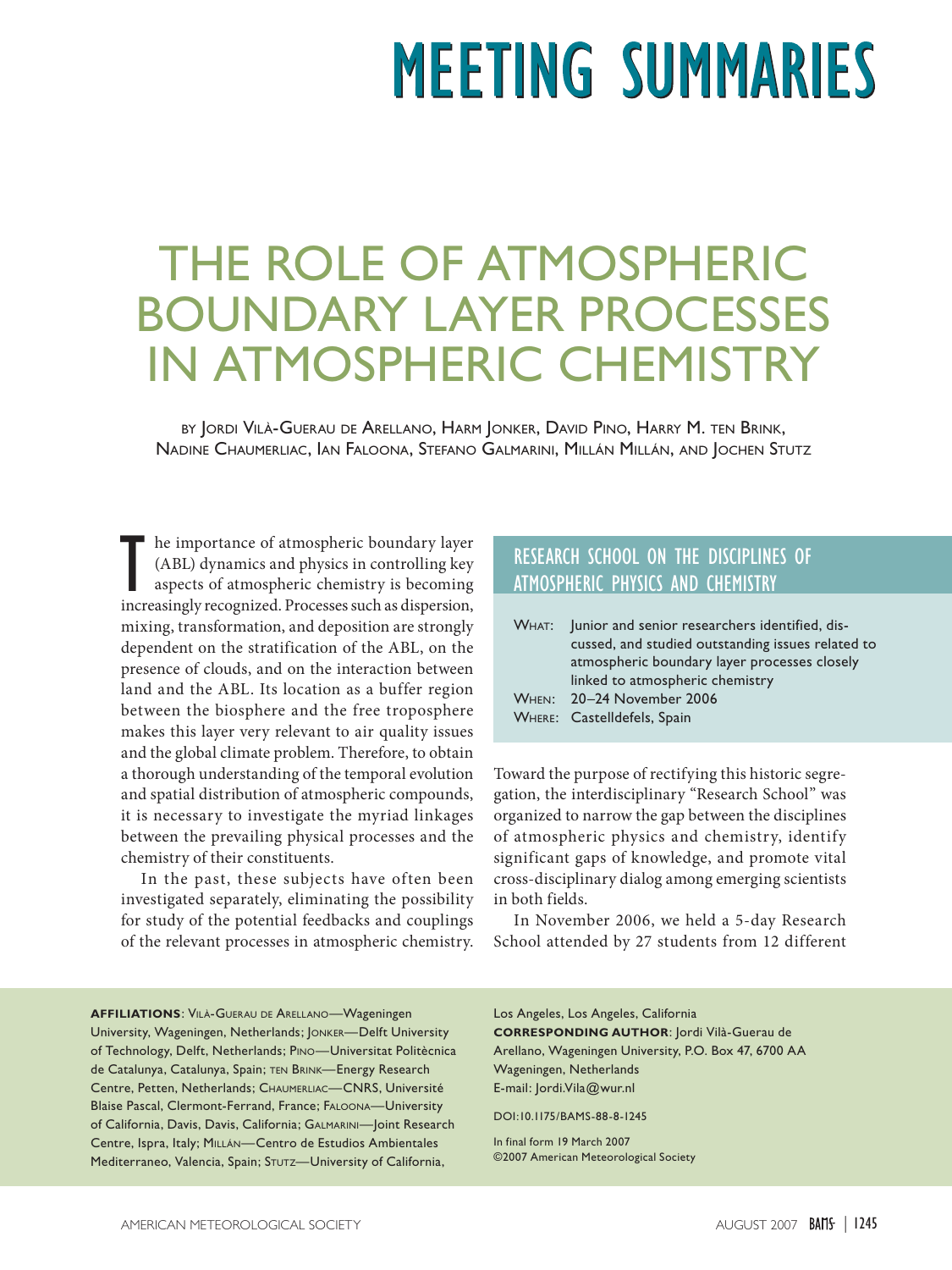# MEETING SUMMARIES

# THE ROLE OF ATMOSPHERIC BOUNDARY LAYER PROCESSES IN ATMOSPHERIC CHEMISTRY

BY JORDI VILÀ-GUERAU DE ARELLANO, HARM JONKER, DAVID PINO, HARRY M. TEN BRINK, NADINE CHAUMERLIAC, IAN FALOONA, STEFANO GALMARINI, MILLÁN MILLÁN, AND JOCHEN STUTZ

## RESEARCH SCHOOL ON THE DISCIPLINES OF ATMOSPHERIC PHYSICS AND CHEMISTRY

WHAT: Junior and senior researchers identified, discussed, and studied outstanding issues related to atmospheric boundary layer processes closely linked to atmospheric chemistry
WHEN: 20–24 November 2006
WHERE: Castelldefels, Spain

The importance of atmospheric boundary layer (ABL) dynamics and physics in controlling key aspects of atmospheric chemistry is becoming increasingly recognized. Processes such as dispersion, mixing, transformation, and deposition are strongly dependent on the stratification of the ABL, on the presence of clouds, and on the interaction between land and the ABL. Its location as a buffer region between the biosphere and the free troposphere makes this layer very relevant to air quality issues and the global climate problem. Therefore, to obtain a thorough understanding of the temporal evolution and spatial distribution of atmospheric compounds, it is necessary to investigate the myriad linkages between the prevailing physical processes and the chemistry of their constituents.

In the past, these subjects have often been investigated separately, eliminating the possibility for study of the potential feedbacks and couplings of the relevant processes in atmospheric chemistry. Toward the purpose of rectifying this historic segregation, the interdisciplinary "Research School" was organized to narrow the gap between the disciplines of atmospheric physics and chemistry, identify significant gaps of knowledge, and promote vital cross-disciplinary dialog among emerging scientists in both fields.

In November 2006, we held a 5-day Research School attended by 27 students from 12 different

**AFFILIATIONS**: VILÀ-GUERAU DE ARELLANO—Wageningen University, Wageningen, Netherlands; JONKER—Delft University of Technology, Delft, Netherlands; PINO—Universitat Politècnica de Catalunya, Catalunya, Spain; TEN BRINK—Energy Research Centre, Petten, Netherlands; CHAUMERLIAC—CNRS, Université Blaise Pascal, Clermont-Ferrand, France; FALOONA—University of California, Davis, Davis, California; GALMARINI—Joint Research Centre, Ispra, Italy; MILLÁN—Centro de Estudios Ambientales Mediterraneo, Valencia, Spain; STUTZ—University of California, Los Angeles, Los Angeles, California
**CORRESPONDING AUTHOR**: Jordi Vilà-Guerau de Arellano, Wageningen University, P.O. Box 47, 6700 AA Wageningen, Netherlands
E-mail: Jordi.Vila@wur.nl

DOI:10.1175/BAMS-88-8-1245

In final form 19 March 2007
©2007 American Meteorological Society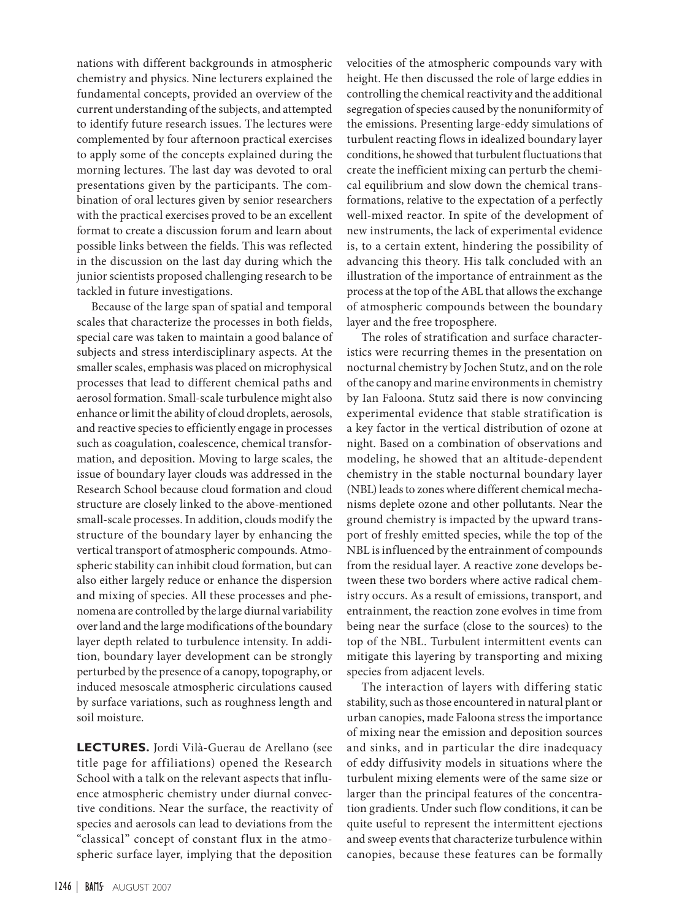nations with different backgrounds in atmospheric chemistry and physics. Nine lecturers explained the fundamental concepts, provided an overview of the current understanding of the subjects, and attempted to identify future research issues. The lectures were complemented by four afternoon practical exercises to apply some of the concepts explained during the morning lectures. The last day was devoted to oral presentations given by the participants. The combination of oral lectures given by senior researchers with the practical exercises proved to be an excellent format to create a discussion forum and learn about possible links between the fields. This was reflected in the discussion on the last day during which the junior scientists proposed challenging research to be tackled in future investigations.

Because of the large span of spatial and temporal scales that characterize the processes in both fields, special care was taken to maintain a good balance of subjects and stress interdisciplinary aspects. At the smaller scales, emphasis was placed on microphysical processes that lead to different chemical paths and aerosol formation. Small-scale turbulence might also enhance or limit the ability of cloud droplets, aerosols, and reactive species to efficiently engage in processes such as coagulation, coalescence, chemical transformation, and deposition. Moving to large scales, the issue of boundary layer clouds was addressed in the Research School because cloud formation and cloud structure are closely linked to the above-mentioned small-scale processes. In addition, clouds modify the structure of the boundary layer by enhancing the vertical transport of atmospheric compounds. Atmospheric stability can inhibit cloud formation, but can also either largely reduce or enhance the dispersion and mixing of species. All these processes and phenomena are controlled by the large diurnal variability over land and the large modifications of the boundary layer depth related to turbulence intensity. In addition, boundary layer development can be strongly perturbed by the presence of a canopy, topography, or induced mesoscale atmospheric circulations caused by surface variations, such as roughness length and soil moisture.

**LECTURES.** Jordi Vilà-Guerau de Arellano (see title page for affiliations) opened the Research School with a talk on the relevant aspects that influence atmospheric chemistry under diurnal convective conditions. Near the surface, the reactivity of species and aerosols can lead to deviations from the "classical" concept of constant flux in the atmospheric surface layer, implying that the deposition velocities of the atmospheric compounds vary with height. He then discussed the role of large eddies in controlling the chemical reactivity and the additional segregation of species caused by the nonuniformity of the emissions. Presenting large-eddy simulations of turbulent reacting flows in idealized boundary layer conditions, he showed that turbulent fluctuations that create the inefficient mixing can perturb the chemical equilibrium and slow down the chemical transformations, relative to the expectation of a perfectly well-mixed reactor. In spite of the development of new instruments, the lack of experimental evidence is, to a certain extent, hindering the possibility of advancing this theory. His talk concluded with an illustration of the importance of entrainment as the process at the top of the ABL that allows the exchange of atmospheric compounds between the boundary layer and the free troposphere.

The roles of stratification and surface characteristics were recurring themes in the presentation on nocturnal chemistry by Jochen Stutz, and on the role of the canopy and marine environments in chemistry by Ian Faloona. Stutz said there is now convincing experimental evidence that stable stratification is a key factor in the vertical distribution of ozone at night. Based on a combination of observations and modeling, he showed that an altitude-dependent chemistry in the stable nocturnal boundary layer (NBL) leads to zones where different chemical mechanisms deplete ozone and other pollutants. Near the ground chemistry is impacted by the upward transport of freshly emitted species, while the top of the NBL is influenced by the entrainment of compounds from the residual layer. A reactive zone develops between these two borders where active radical chemistry occurs. As a result of emissions, transport, and entrainment, the reaction zone evolves in time from being near the surface (close to the sources) to the top of the NBL. Turbulent intermittent events can mitigate this layering by transporting and mixing species from adjacent levels.

The interaction of layers with differing static stability, such as those encountered in natural plant or urban canopies, made Faloona stress the importance of mixing near the emission and deposition sources and sinks, and in particular the dire inadequacy of eddy diffusivity models in situations where the turbulent mixing elements were of the same size or larger than the principal features of the concentration gradients. Under such flow conditions, it can be quite useful to represent the intermittent ejections and sweep events that characterize turbulence within canopies, because these features can be formally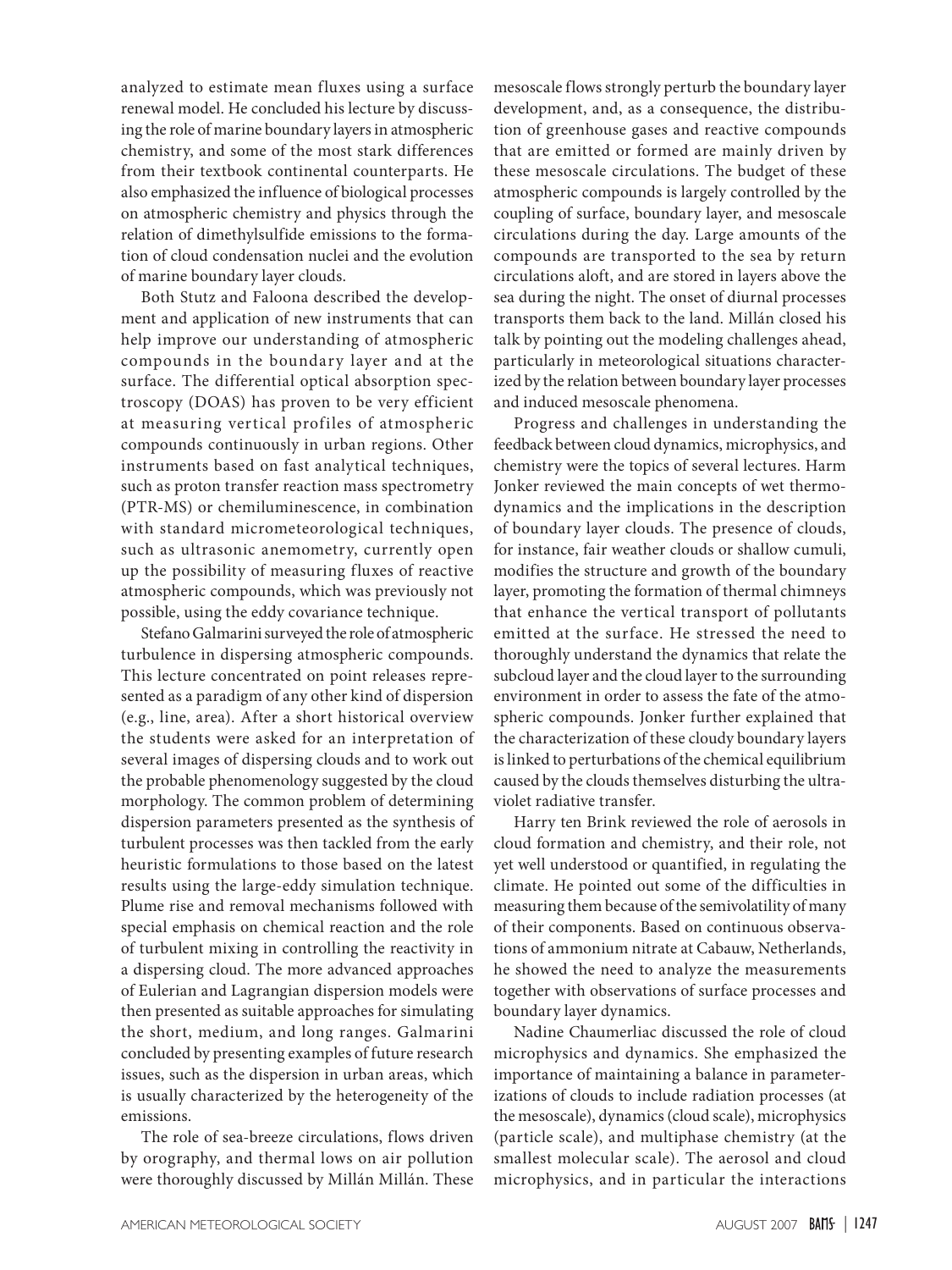analyzed to estimate mean fluxes using a surface renewal model. He concluded his lecture by discussing the role of marine boundary layers in atmospheric chemistry, and some of the most stark differences from their textbook continental counterparts. He also emphasized the influence of biological processes on atmospheric chemistry and physics through the relation of dimethylsulfide emissions to the formation of cloud condensation nuclei and the evolution of marine boundary layer clouds.

Both Stutz and Faloona described the development and application of new instruments that can help improve our understanding of atmospheric compounds in the boundary layer and at the surface. The differential optical absorption spectroscopy (DOAS) has proven to be very efficient at measuring vertical profiles of atmospheric compounds continuously in urban regions. Other instruments based on fast analytical techniques, such as proton transfer reaction mass spectrometry (PTR-MS) or chemiluminescence, in combination with standard micrometeorological techniques, such as ultrasonic anemometry, currently open up the possibility of measuring fluxes of reactive atmospheric compounds, which was previously not possible, using the eddy covariance technique.

Stefano Galmarini surveyed the role of atmospheric turbulence in dispersing atmospheric compounds. This lecture concentrated on point releases represented as a paradigm of any other kind of dispersion (e.g., line, area). After a short historical overview the students were asked for an interpretation of several images of dispersing clouds and to work out the probable phenomenology suggested by the cloud morphology. The common problem of determining dispersion parameters presented as the synthesis of turbulent processes was then tackled from the early heuristic formulations to those based on the latest results using the large-eddy simulation technique. Plume rise and removal mechanisms followed with special emphasis on chemical reaction and the role of turbulent mixing in controlling the reactivity in a dispersing cloud. The more advanced approaches of Eulerian and Lagrangian dispersion models were then presented as suitable approaches for simulating the short, medium, and long ranges. Galmarini concluded by presenting examples of future research issues, such as the dispersion in urban areas, which is usually characterized by the heterogeneity of the emissions.

The role of sea-breeze circulations, flows driven by orography, and thermal lows on air pollution were thoroughly discussed by Millán Millán. These mesoscale flows strongly perturb the boundary layer development, and, as a consequence, the distribution of greenhouse gases and reactive compounds that are emitted or formed are mainly driven by these mesoscale circulations. The budget of these atmospheric compounds is largely controlled by the coupling of surface, boundary layer, and mesoscale circulations during the day. Large amounts of the compounds are transported to the sea by return circulations aloft, and are stored in layers above the sea during the night. The onset of diurnal processes transports them back to the land. Millán closed his talk by pointing out the modeling challenges ahead, particularly in meteorological situations characterized by the relation between boundary layer processes and induced mesoscale phenomena.

Progress and challenges in understanding the feedback between cloud dynamics, microphysics, and chemistry were the topics of several lectures. Harm Jonker reviewed the main concepts of wet thermodynamics and the implications in the description of boundary layer clouds. The presence of clouds, for instance, fair weather clouds or shallow cumuli, modifies the structure and growth of the boundary layer, promoting the formation of thermal chimneys that enhance the vertical transport of pollutants emitted at the surface. He stressed the need to thoroughly understand the dynamics that relate the subcloud layer and the cloud layer to the surrounding environment in order to assess the fate of the atmospheric compounds. Jonker further explained that the characterization of these cloudy boundary layers is linked to perturbations of the chemical equilibrium caused by the clouds themselves disturbing the ultraviolet radiative transfer.

Harry ten Brink reviewed the role of aerosols in cloud formation and chemistry, and their role, not yet well understood or quantified, in regulating the climate. He pointed out some of the difficulties in measuring them because of the semivolatility of many of their components. Based on continuous observations of ammonium nitrate at Cabauw, Netherlands, he showed the need to analyze the measurements together with observations of surface processes and boundary layer dynamics.

Nadine Chaumerliac discussed the role of cloud microphysics and dynamics. She emphasized the importance of maintaining a balance in parameterizations of clouds to include radiation processes (at the mesoscale), dynamics (cloud scale), microphysics (particle scale), and multiphase chemistry (at the smallest molecular scale). The aerosol and cloud microphysics, and in particular the interactions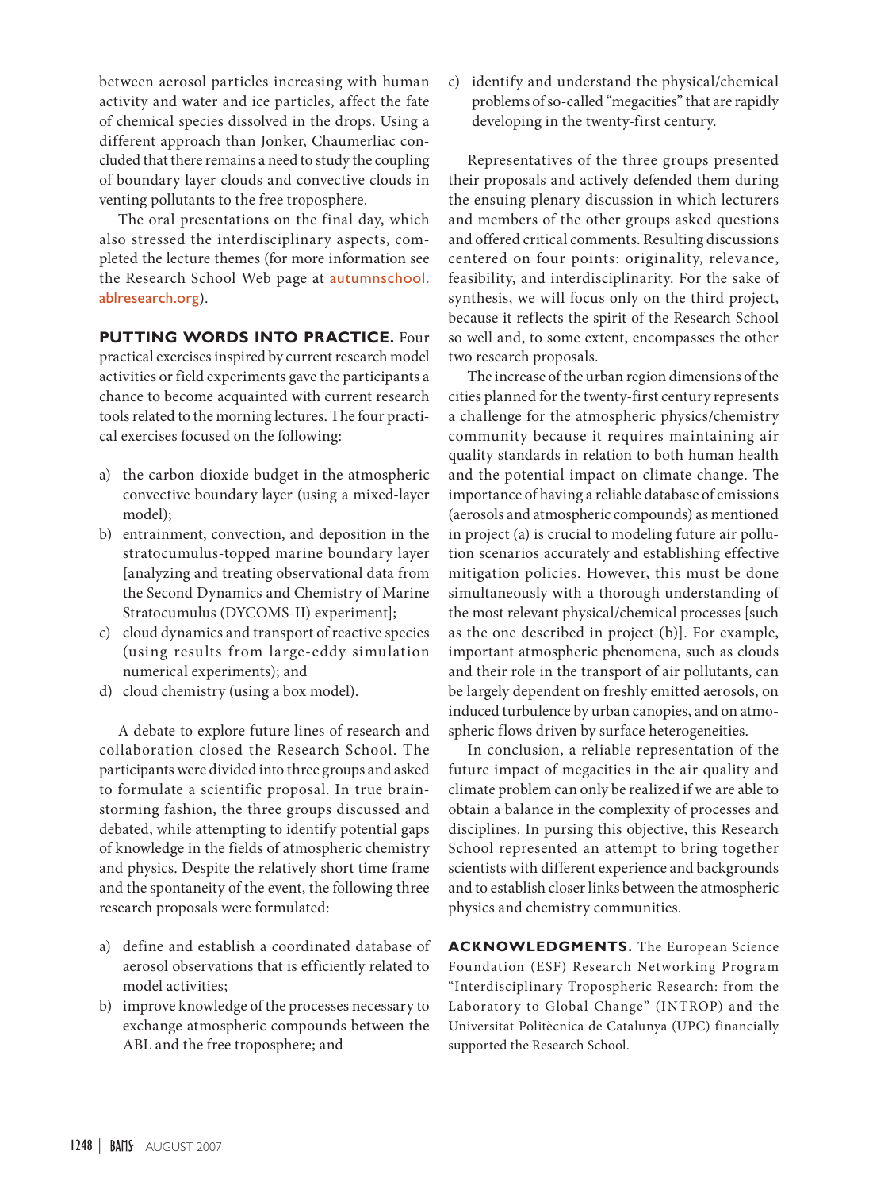between aerosol particles increasing with human activity and water and ice particles, affect the fate of chemical species dissolved in the drops. Using a different approach than Jonker, Chaumerliac concluded that there remains a need to study the coupling of boundary layer clouds and convective clouds in venting pollutants to the free troposphere.

The oral presentations on the final day, which also stressed the interdisciplinary aspects, completed the lecture themes (for more information see the Research School Web page at autumnschool.ablresearch.org).

**PUTTING WORDS INTO PRACTICE.** Four practical exercises inspired by current research model activities or field experiments gave the participants a chance to become acquainted with current research tools related to the morning lectures. The four practical exercises focused on the following:

a) the carbon dioxide budget in the atmospheric convective boundary layer (using a mixed-layer model);
b) entrainment, convection, and deposition in the stratocumulus-topped marine boundary layer [analyzing and treating observational data from the Second Dynamics and Chemistry of Marine Stratocumulus (DYCOMS-II) experiment];
c) cloud dynamics and transport of reactive species (using results from large-eddy simulation numerical experiments); and
d) cloud chemistry (using a box model).

A debate to explore future lines of research and collaboration closed the Research School. The participants were divided into three groups and asked to formulate a scientific proposal. In true brainstorming fashion, the three groups discussed and debated, while attempting to identify potential gaps of knowledge in the fields of atmospheric chemistry and physics. Despite the relatively short time frame and the spontaneity of the event, the following three research proposals were formulated:

a) define and establish a coordinated database of aerosol observations that is efficiently related to model activities;
b) improve knowledge of the processes necessary to exchange atmospheric compounds between the ABL and the free troposphere; and
c) identify and understand the physical/chemical problems of so-called "megacities" that are rapidly developing in the twenty-first century.

Representatives of the three groups presented their proposals and actively defended them during the ensuing plenary discussion in which lecturers and members of the other groups asked questions and offered critical comments. Resulting discussions centered on four points: originality, relevance, feasibility, and interdisciplinarity. For the sake of synthesis, we will focus only on the third project, because it reflects the spirit of the Research School so well and, to some extent, encompasses the other two research proposals.

The increase of the urban region dimensions of the cities planned for the twenty-first century represents a challenge for the atmospheric physics/chemistry community because it requires maintaining air quality standards in relation to both human health and the potential impact on climate change. The importance of having a reliable database of emissions (aerosols and atmospheric compounds) as mentioned in project (a) is crucial to modeling future air pollution scenarios accurately and establishing effective mitigation policies. However, this must be done simultaneously with a thorough understanding of the most relevant physical/chemical processes [such as the one described in project (b)]. For example, important atmospheric phenomena, such as clouds and their role in the transport of air pollutants, can be largely dependent on freshly emitted aerosols, on induced turbulence by urban canopies, and on atmospheric flows driven by surface heterogeneities.

In conclusion, a reliable representation of the future impact of megacities in the air quality and climate problem can only be realized if we are able to obtain a balance in the complexity of processes and disciplines. In pursing this objective, this Research School represented an attempt to bring together scientists with different experience and backgrounds and to establish closer links between the atmospheric physics and chemistry communities.

**ACKNOWLEDGMENTS.** The European Science Foundation (ESF) Research Networking Program "Interdisciplinary Tropospheric Research: from the Laboratory to Global Change" (INTROP) and the Universitat Politècnica de Catalunya (UPC) financially supported the Research School.